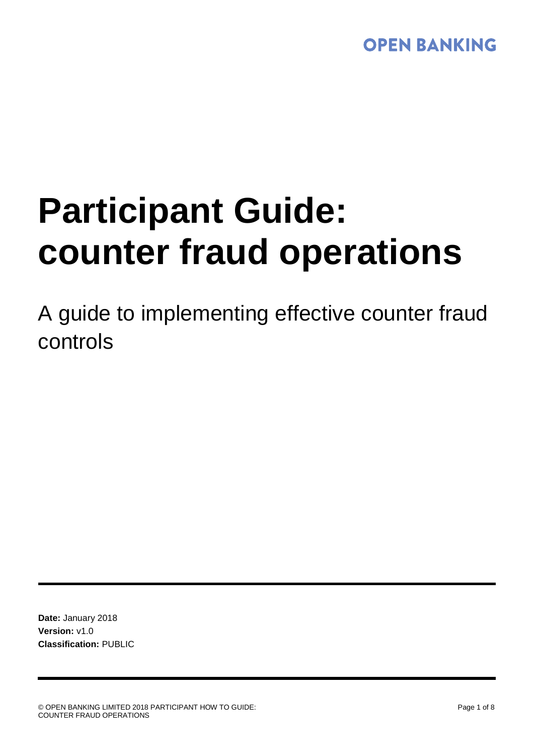OPEN BANKING

# Participant Guide: counter fraud operations

A guide to implementing effective counter fraud controls

**Date:** January 2018
**Version:** v1.0
**Classification:** PUBLIC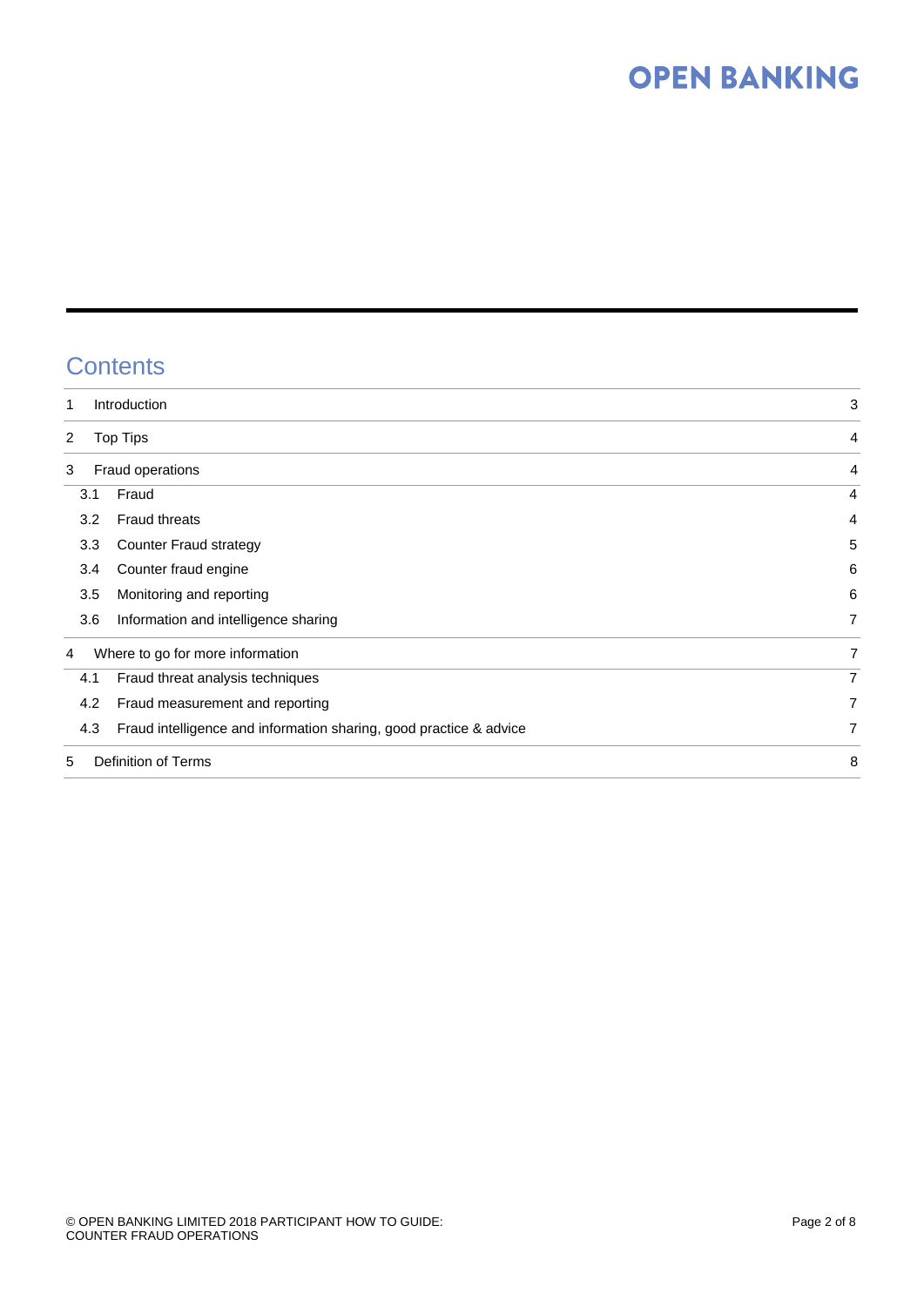## Contents

| | | |
|---|---|---|
| 1 | Introduction | 3 |
| 2 | Top Tips | 4 |
| 3 | Fraud operations | 4 |
| 3.1 | Fraud | 4 |
| 3.2 | Fraud threats | 4 |
| 3.3 | Counter Fraud strategy | 5 |
| 3.4 | Counter fraud engine | 6 |
| 3.5 | Monitoring and reporting | 6 |
| 3.6 | Information and intelligence sharing | 7 |
| 4 | Where to go for more information | 7 |
| 4.1 | Fraud threat analysis techniques | 7 |
| 4.2 | Fraud measurement and reporting | 7 |
| 4.3 | Fraud intelligence and information sharing, good practice & advice | 7 |
| 5 | Definition of Terms | 8 |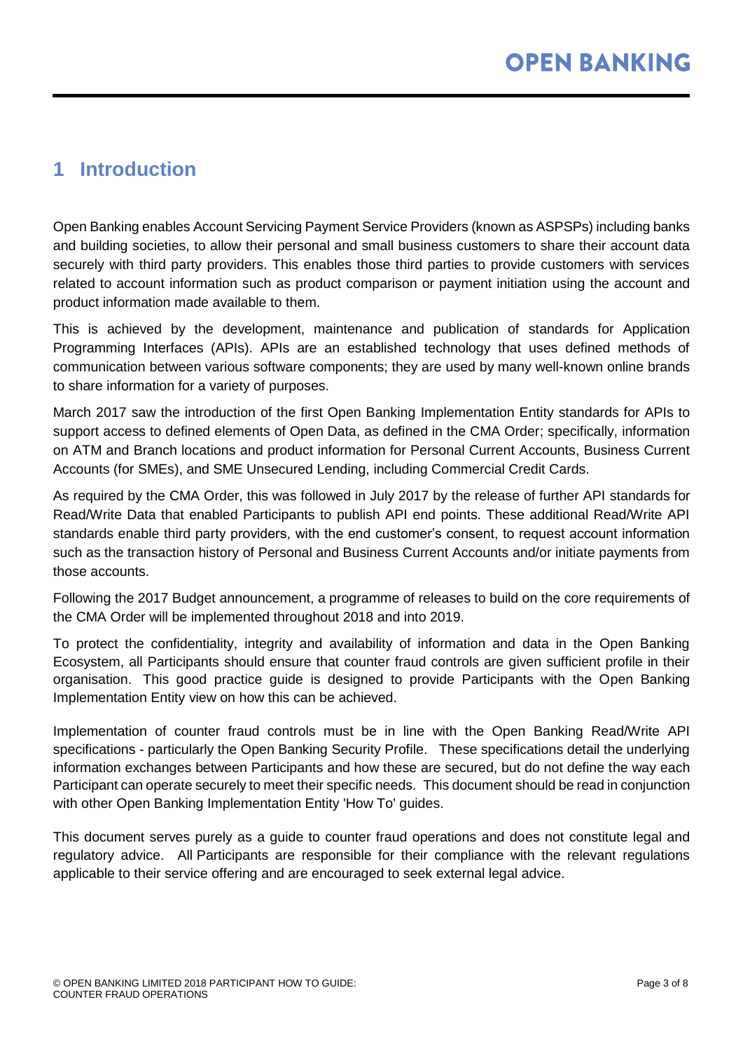# 1 Introduction

Open Banking enables Account Servicing Payment Service Providers (known as ASPSPs) including banks and building societies, to allow their personal and small business customers to share their account data securely with third party providers. This enables those third parties to provide customers with services related to account information such as product comparison or payment initiation using the account and product information made available to them.

This is achieved by the development, maintenance and publication of standards for Application Programming Interfaces (APIs). APIs are an established technology that uses defined methods of communication between various software components; they are used by many well-known online brands to share information for a variety of purposes.

March 2017 saw the introduction of the first Open Banking Implementation Entity standards for APIs to support access to defined elements of Open Data, as defined in the CMA Order; specifically, information on ATM and Branch locations and product information for Personal Current Accounts, Business Current Accounts (for SMEs), and SME Unsecured Lending, including Commercial Credit Cards.

As required by the CMA Order, this was followed in July 2017 by the release of further API standards for Read/Write Data that enabled Participants to publish API end points. These additional Read/Write API standards enable third party providers, with the end customer's consent, to request account information such as the transaction history of Personal and Business Current Accounts and/or initiate payments from those accounts.

Following the 2017 Budget announcement, a programme of releases to build on the core requirements of the CMA Order will be implemented throughout 2018 and into 2019.

To protect the confidentiality, integrity and availability of information and data in the Open Banking Ecosystem, all Participants should ensure that counter fraud controls are given sufficient profile in their organisation. This good practice guide is designed to provide Participants with the Open Banking Implementation Entity view on how this can be achieved.

Implementation of counter fraud controls must be in line with the Open Banking Read/Write API specifications - particularly the Open Banking Security Profile. These specifications detail the underlying information exchanges between Participants and how these are secured, but do not define the way each Participant can operate securely to meet their specific needs. This document should be read in conjunction with other Open Banking Implementation Entity 'How To' guides.

This document serves purely as a guide to counter fraud operations and does not constitute legal and regulatory advice. All Participants are responsible for their compliance with the relevant regulations applicable to their service offering and are encouraged to seek external legal advice.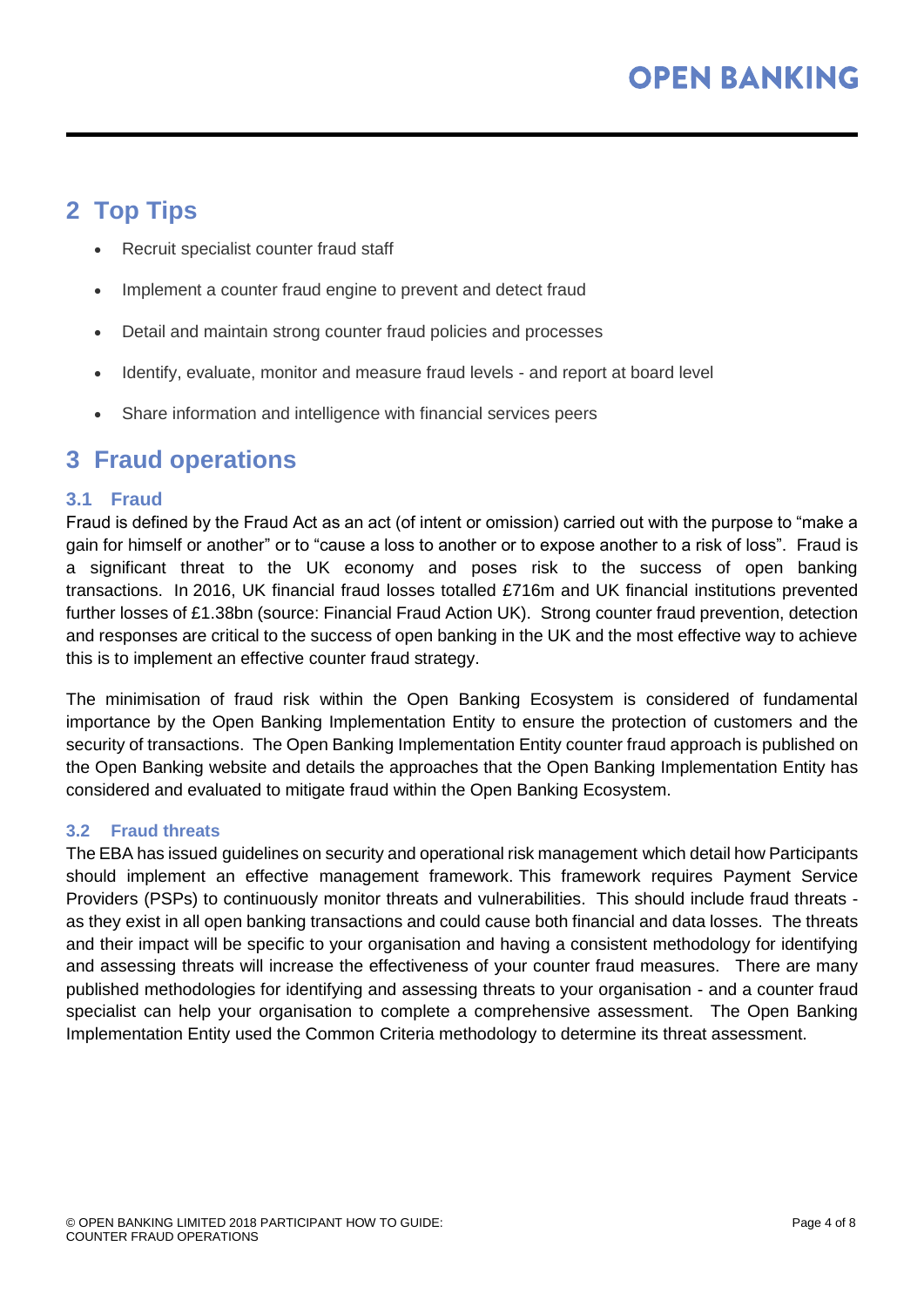## 2 Top Tips

- Recruit specialist counter fraud staff
- Implement a counter fraud engine to prevent and detect fraud
- Detail and maintain strong counter fraud policies and processes
- Identify, evaluate, monitor and measure fraud levels - and report at board level
- Share information and intelligence with financial services peers

## 3 Fraud operations

### 3.1 Fraud

Fraud is defined by the Fraud Act as an act (of intent or omission) carried out with the purpose to "make a gain for himself or another" or to "cause a loss to another or to expose another to a risk of loss". Fraud is a significant threat to the UK economy and poses risk to the success of open banking transactions. In 2016, UK financial fraud losses totalled £716m and UK financial institutions prevented further losses of £1.38bn (source: Financial Fraud Action UK). Strong counter fraud prevention, detection and responses are critical to the success of open banking in the UK and the most effective way to achieve this is to implement an effective counter fraud strategy.

The minimisation of fraud risk within the Open Banking Ecosystem is considered of fundamental importance by the Open Banking Implementation Entity to ensure the protection of customers and the security of transactions. The Open Banking Implementation Entity counter fraud approach is published on the Open Banking website and details the approaches that the Open Banking Implementation Entity has considered and evaluated to mitigate fraud within the Open Banking Ecosystem.

### 3.2 Fraud threats

The EBA has issued guidelines on security and operational risk management which detail how Participants should implement an effective management framework. This framework requires Payment Service Providers (PSPs) to continuously monitor threats and vulnerabilities. This should include fraud threats - as they exist in all open banking transactions and could cause both financial and data losses. The threats and their impact will be specific to your organisation and having a consistent methodology for identifying and assessing threats will increase the effectiveness of your counter fraud measures. There are many published methodologies for identifying and assessing threats to your organisation - and a counter fraud specialist can help your organisation to complete a comprehensive assessment. The Open Banking Implementation Entity used the Common Criteria methodology to determine its threat assessment.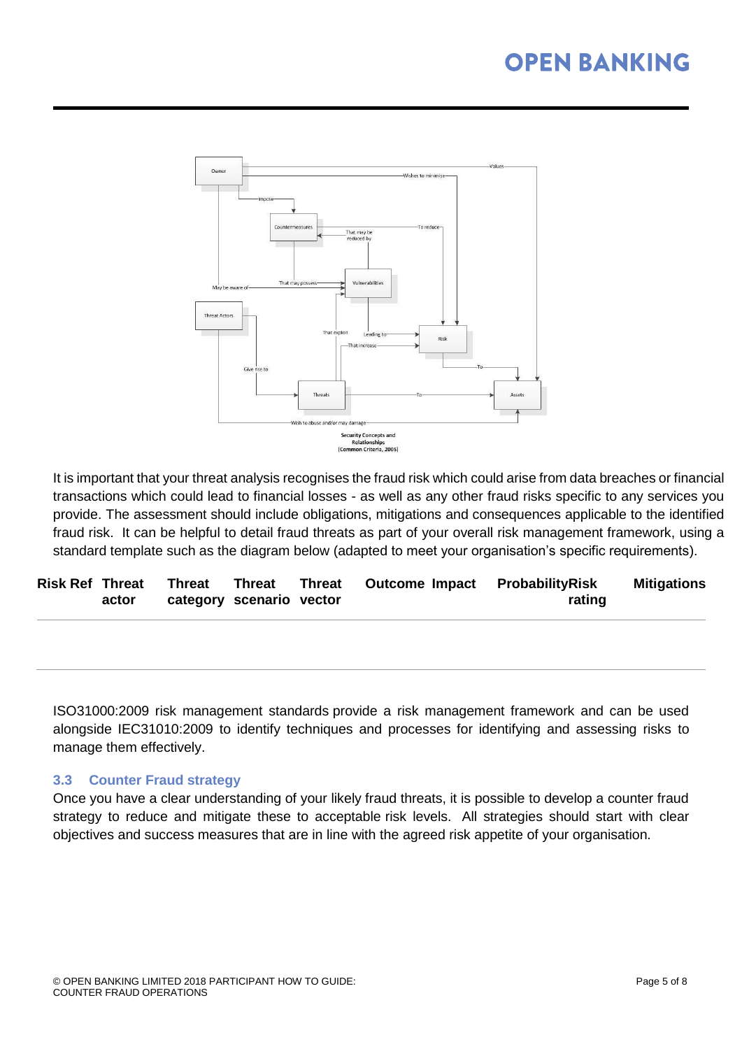Security Concepts and Relationships (Common Criteria, 2005)

It is important that your threat analysis recognises the fraud risk which could arise from data breaches or financial transactions which could lead to financial losses - as well as any other fraud risks specific to any services you provide. The assessment should include obligations, mitigations and consequences applicable to the identified fraud risk. It can be helpful to detail fraud threats as part of your overall risk management framework, using a standard template such as the diagram below (adapted to meet your organisation's specific requirements).

| Risk Ref | Threat actor | Threat category | Threat scenario | Threat vector | Outcome | Impact | Probability | Risk rating | Mitigations |
|---|---|---|---|---|---|---|---|---|---|
| | | | | | | | | | |

ISO31000:2009 risk management standards provide a risk management framework and can be used alongside IEC31010:2009 to identify techniques and processes for identifying and assessing risks to manage them effectively.

### 3.3 Counter Fraud strategy

Once you have a clear understanding of your likely fraud threats, it is possible to develop a counter fraud strategy to reduce and mitigate these to acceptable risk levels. All strategies should start with clear objectives and success measures that are in line with the agreed risk appetite of your organisation.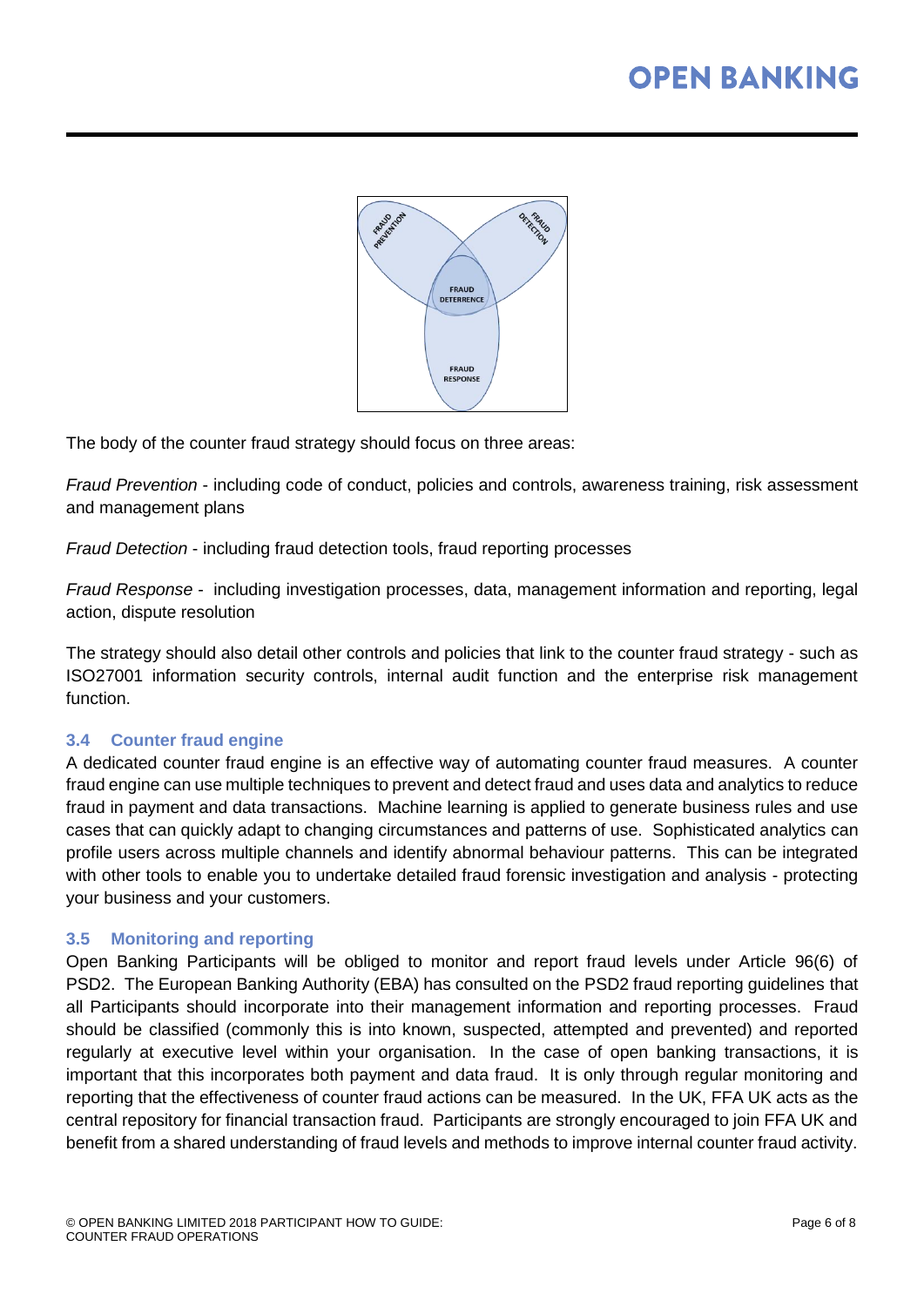The body of the counter fraud strategy should focus on three areas:

*Fraud Prevention* - including code of conduct, policies and controls, awareness training, risk assessment and management plans

*Fraud Detection* - including fraud detection tools, fraud reporting processes

*Fraud Response* - including investigation processes, data, management information and reporting, legal action, dispute resolution

The strategy should also detail other controls and policies that link to the counter fraud strategy - such as ISO27001 information security controls, internal audit function and the enterprise risk management function.

### 3.4 Counter fraud engine

A dedicated counter fraud engine is an effective way of automating counter fraud measures. A counter fraud engine can use multiple techniques to prevent and detect fraud and uses data and analytics to reduce fraud in payment and data transactions. Machine learning is applied to generate business rules and use cases that can quickly adapt to changing circumstances and patterns of use. Sophisticated analytics can profile users across multiple channels and identify abnormal behaviour patterns. This can be integrated with other tools to enable you to undertake detailed fraud forensic investigation and analysis - protecting your business and your customers.

### 3.5 Monitoring and reporting

Open Banking Participants will be obliged to monitor and report fraud levels under Article 96(6) of PSD2. The European Banking Authority (EBA) has consulted on the PSD2 fraud reporting guidelines that all Participants should incorporate into their management information and reporting processes. Fraud should be classified (commonly this is into known, suspected, attempted and prevented) and reported regularly at executive level within your organisation. In the case of open banking transactions, it is important that this incorporates both payment and data fraud. It is only through regular monitoring and reporting that the effectiveness of counter fraud actions can be measured. In the UK, FFA UK acts as the central repository for financial transaction fraud. Participants are strongly encouraged to join FFA UK and benefit from a shared understanding of fraud levels and methods to improve internal counter fraud activity.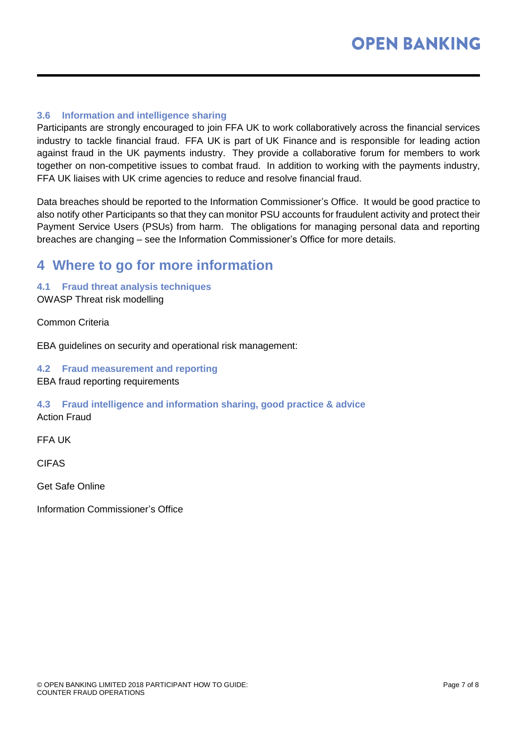### 3.6 Information and intelligence sharing

Participants are strongly encouraged to join FFA UK to work collaboratively across the financial services industry to tackle financial fraud. FFA UK is part of UK Finance and is responsible for leading action against fraud in the UK payments industry. They provide a collaborative forum for members to work together on non-competitive issues to combat fraud. In addition to working with the payments industry, FFA UK liaises with UK crime agencies to reduce and resolve financial fraud.

Data breaches should be reported to the Information Commissioner's Office. It would be good practice to also notify other Participants so that they can monitor PSU accounts for fraudulent activity and protect their Payment Service Users (PSUs) from harm. The obligations for managing personal data and reporting breaches are changing – see the Information Commissioner's Office for more details.

## 4 Where to go for more information

### 4.1 Fraud threat analysis techniques

OWASP Threat risk modelling

Common Criteria

EBA guidelines on security and operational risk management:

### 4.2 Fraud measurement and reporting

EBA fraud reporting requirements

### 4.3 Fraud intelligence and information sharing, good practice & advice

Action Fraud

FFA UK

CIFAS

Get Safe Online

Information Commissioner's Office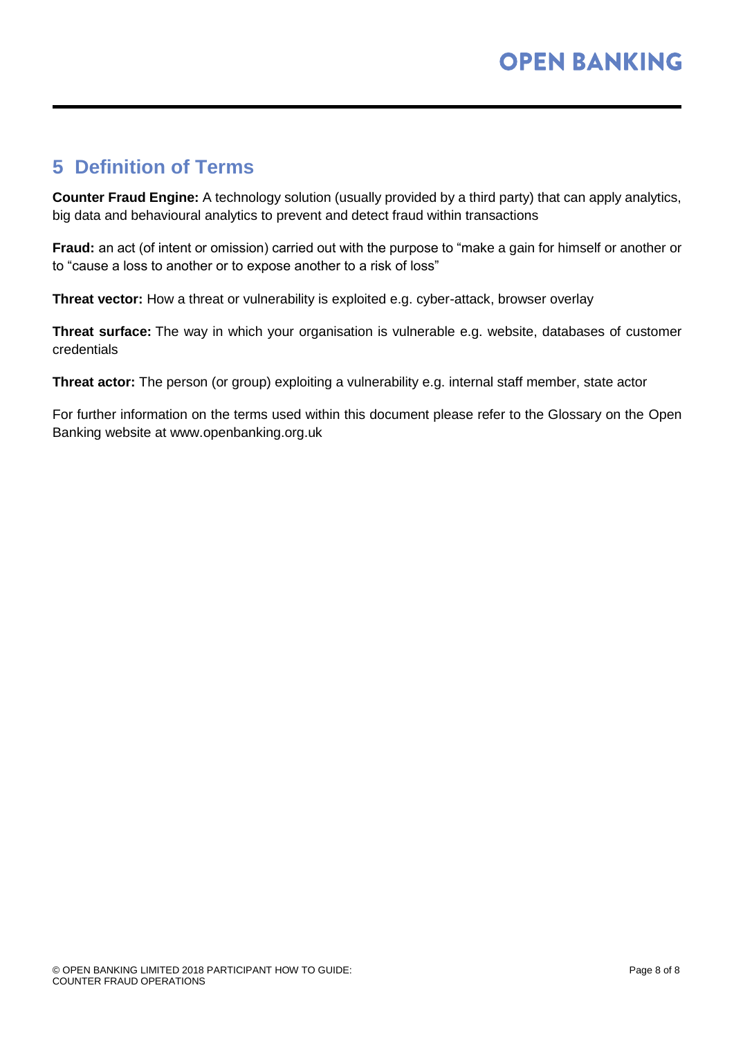## 5 Definition of Terms

**Counter Fraud Engine:** A technology solution (usually provided by a third party) that can apply analytics, big data and behavioural analytics to prevent and detect fraud within transactions

**Fraud:** an act (of intent or omission) carried out with the purpose to "make a gain for himself or another or to "cause a loss to another or to expose another to a risk of loss"

**Threat vector:** How a threat or vulnerability is exploited e.g. cyber-attack, browser overlay

**Threat surface:** The way in which your organisation is vulnerable e.g. website, databases of customer credentials

**Threat actor:** The person (or group) exploiting a vulnerability e.g. internal staff member, state actor

For further information on the terms used within this document please refer to the Glossary on the Open Banking website at www.openbanking.org.uk